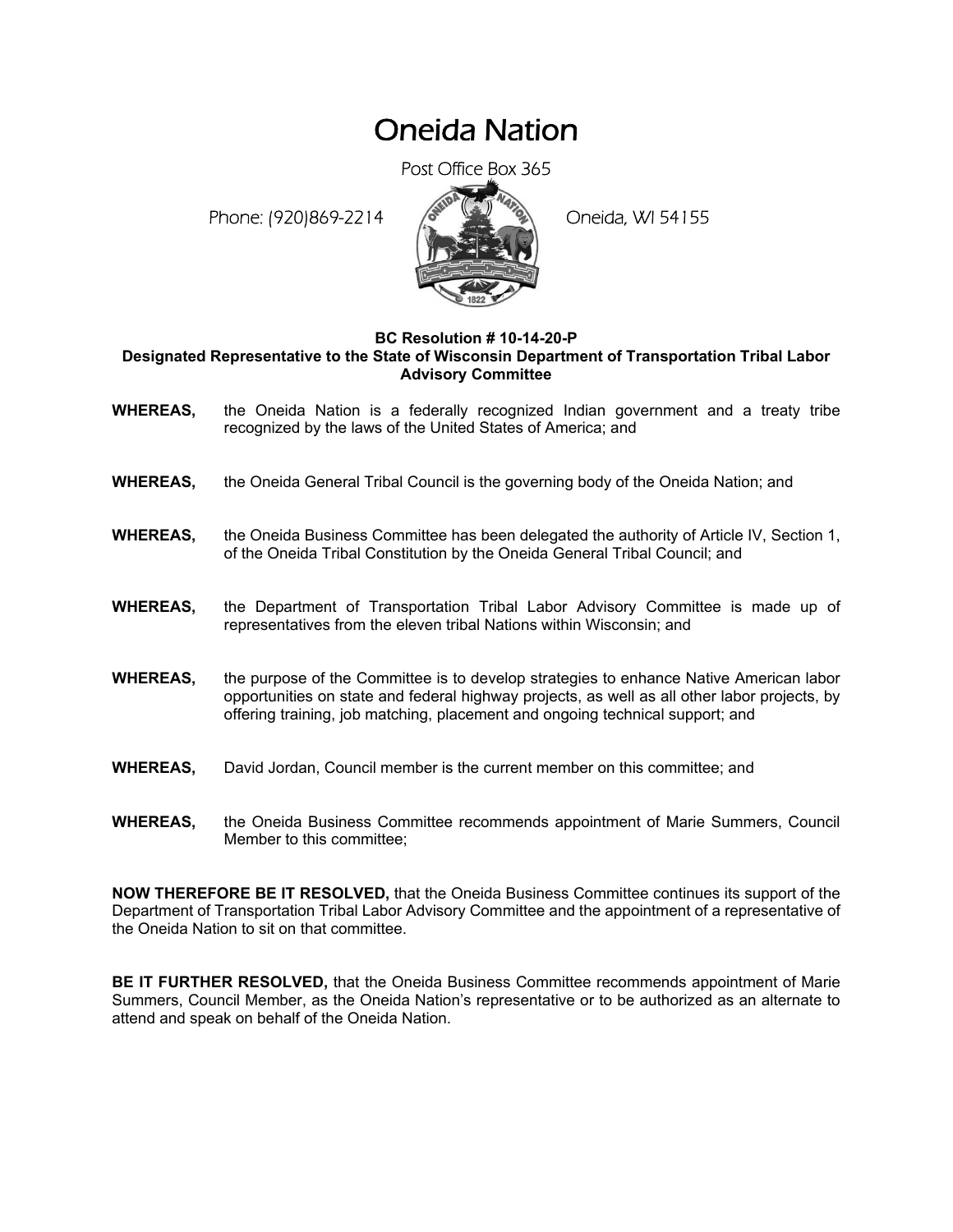# Oneida Nation

Post Office Box 365

Phone: (920)869-2214 Oneida, WI 54155

**BC Resolution # 10-14-20-P**
**Designated Representative to the State of Wisconsin Department of Transportation Tribal Labor Advisory Committee**

**WHEREAS,** the Oneida Nation is a federally recognized Indian government and a treaty tribe recognized by the laws of the United States of America; and

**WHEREAS,** the Oneida General Tribal Council is the governing body of the Oneida Nation; and

**WHEREAS,** the Oneida Business Committee has been delegated the authority of Article IV, Section 1, of the Oneida Tribal Constitution by the Oneida General Tribal Council; and

**WHEREAS,** the Department of Transportation Tribal Labor Advisory Committee is made up of representatives from the eleven tribal Nations within Wisconsin; and

**WHEREAS,** the purpose of the Committee is to develop strategies to enhance Native American labor opportunities on state and federal highway projects, as well as all other labor projects, by offering training, job matching, placement and ongoing technical support; and

**WHEREAS,** David Jordan, Council member is the current member on this committee; and

**WHEREAS,** the Oneida Business Committee recommends appointment of Marie Summers, Council Member to this committee;

**NOW THEREFORE BE IT RESOLVED,** that the Oneida Business Committee continues its support of the Department of Transportation Tribal Labor Advisory Committee and the appointment of a representative of the Oneida Nation to sit on that committee.

**BE IT FURTHER RESOLVED,** that the Oneida Business Committee recommends appointment of Marie Summers, Council Member, as the Oneida Nation's representative or to be authorized as an alternate to attend and speak on behalf of the Oneida Nation.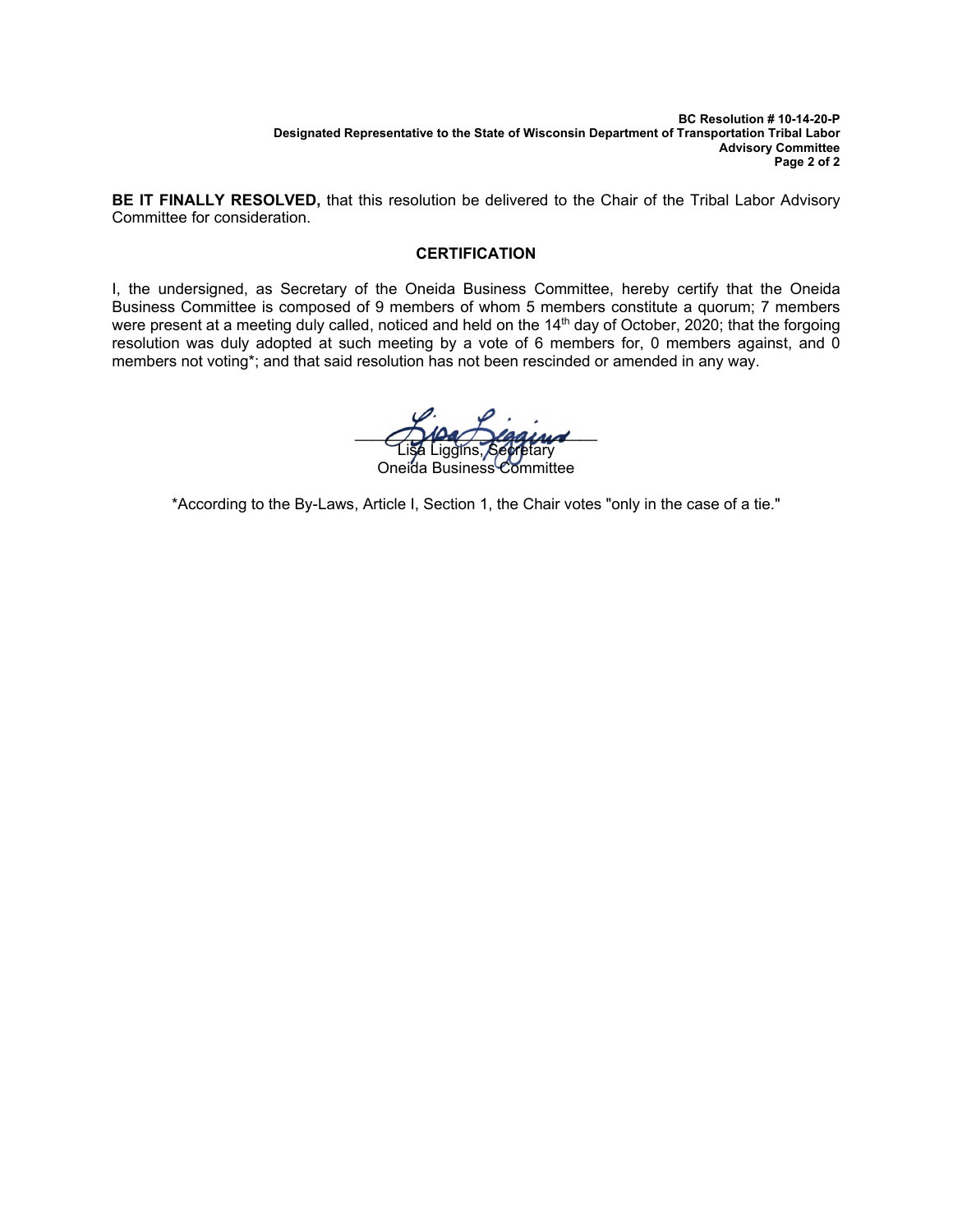**BE IT FINALLY RESOLVED,** that this resolution be delivered to the Chair of the Tribal Labor Advisory Committee for consideration.

## CERTIFICATION

I, the undersigned, as Secretary of the Oneida Business Committee, hereby certify that the Oneida Business Committee is composed of 9 members of whom 5 members constitute a quorum; 7 members were present at a meeting duly called, noticed and held on the 14th day of October, 2020; that the forgoing resolution was duly adopted at such meeting by a vote of 6 members for, 0 members against, and 0 members not voting*; and that said resolution has not been rescinded or amended in any way.

Lisa Liggins, Secretary
Oneida Business Committee

*According to the By-Laws, Article I, Section 1, the Chair votes "only in the case of a tie."